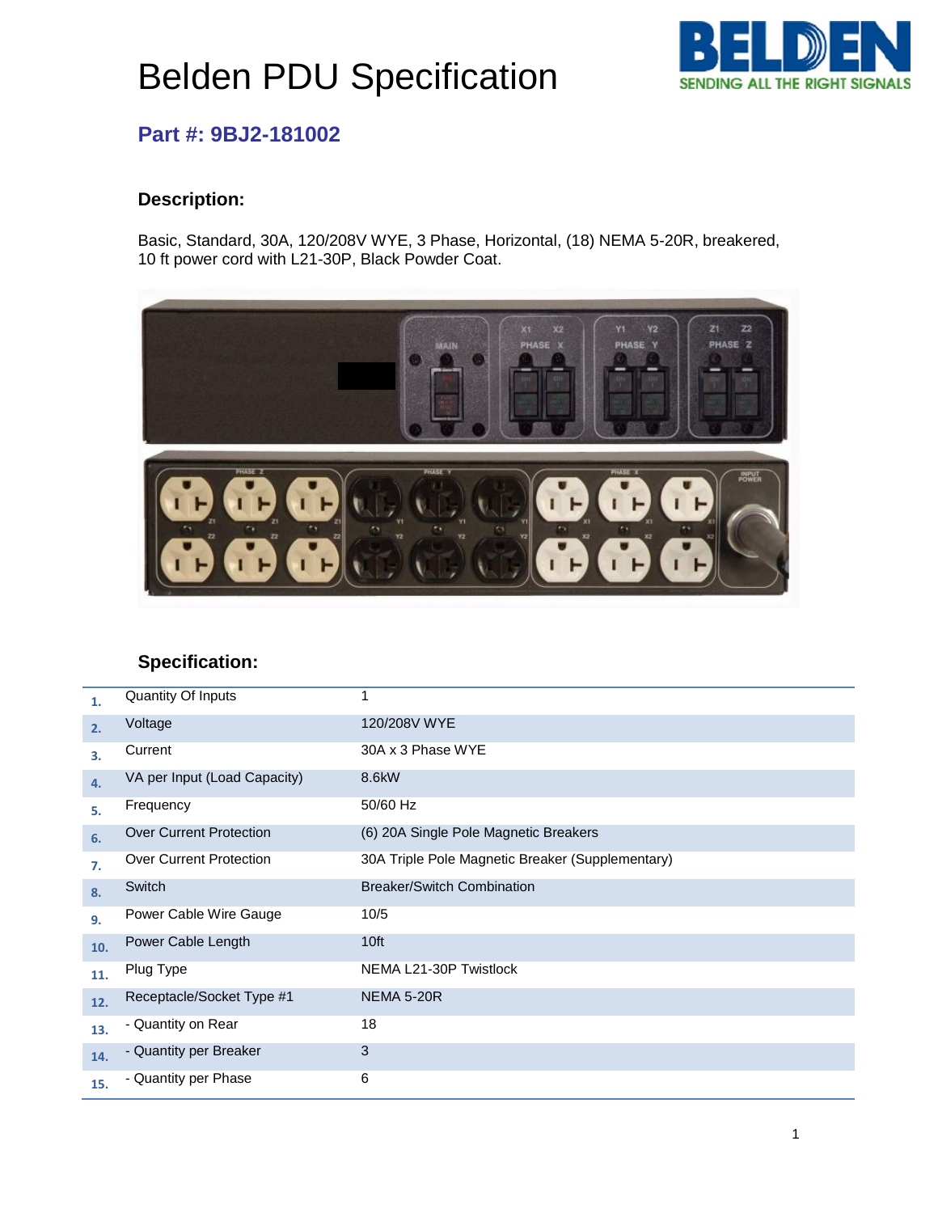# Belden PDU Specification

## Part #: 9BJ2-181002

### Description:

Basic, Standard, 30A, 120/208V WYE, 3 Phase, Horizontal, (18) NEMA 5-20R, breakered, 10 ft power cord with L21-30P, Black Powder Coat.

### Specification:

| | | |
|---|---|---|
| 1. | Quantity Of Inputs | 1 |
| 2. | Voltage | 120/208V WYE |
| 3. | Current | 30A x 3 Phase WYE |
| 4. | VA per Input (Load Capacity) | 8.6kW |
| 5. | Frequency | 50/60 Hz |
| 6. | Over Current Protection | (6) 20A Single Pole Magnetic Breakers |
| 7. | Over Current Protection | 30A Triple Pole Magnetic Breaker (Supplementary) |
| 8. | Switch | Breaker/Switch Combination |
| 9. | Power Cable Wire Gauge | 10/5 |
| 10. | Power Cable Length | 10ft |
| 11. | Plug Type | NEMA L21-30P Twistlock |
| 12. | Receptacle/Socket Type #1 | NEMA 5-20R |
| 13. | - Quantity on Rear | 18 |
| 14. | - Quantity per Breaker | 3 |
| 15. | - Quantity per Phase | 6 |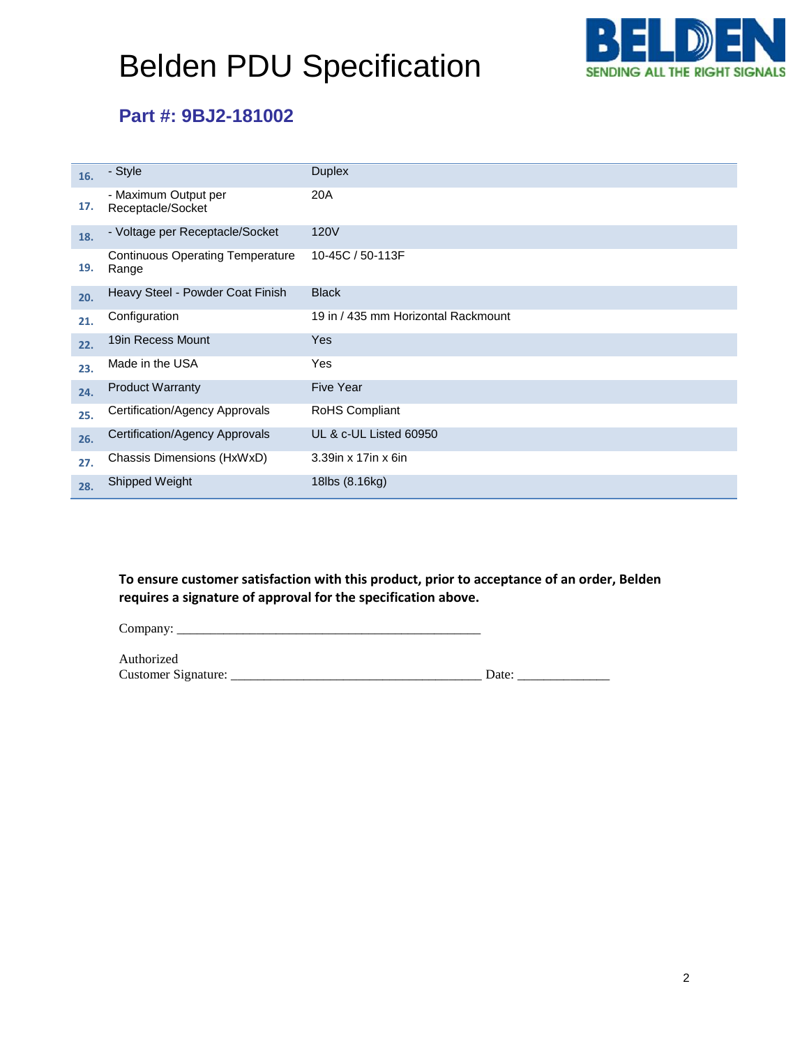# Belden PDU Specification

BELDEN
SENDING ALL THE RIGHT SIGNALS

## Part #: 9BJ2-181002

| | | |
|---|---|---|
| 16. | - Style | Duplex |
| 17. | - Maximum Output per Receptacle/Socket | 20A |
| 18. | - Voltage per Receptacle/Socket | 120V |
| 19. | Continuous Operating Temperature Range | 10-45C / 50-113F |
| 20. | Heavy Steel - Powder Coat Finish | Black |
| 21. | Configuration | 19 in / 435 mm Horizontal Rackmount |
| 22. | 19in Recess Mount | Yes |
| 23. | Made in the USA | Yes |
| 24. | Product Warranty | Five Year |
| 25. | Certification/Agency Approvals | RoHS Compliant |
| 26. | Certification/Agency Approvals | UL & c-UL Listed 60950 |
| 27. | Chassis Dimensions (HxWxD) | 3.39in x 17in x 6in |
| 28. | Shipped Weight | 18lbs (8.16kg) |

**To ensure customer satisfaction with this product, prior to acceptance of an order, Belden requires a signature of approval for the specification above.**

Company: ______________________________________________

Authorized
Customer Signature: ______________________________________ Date: ______________